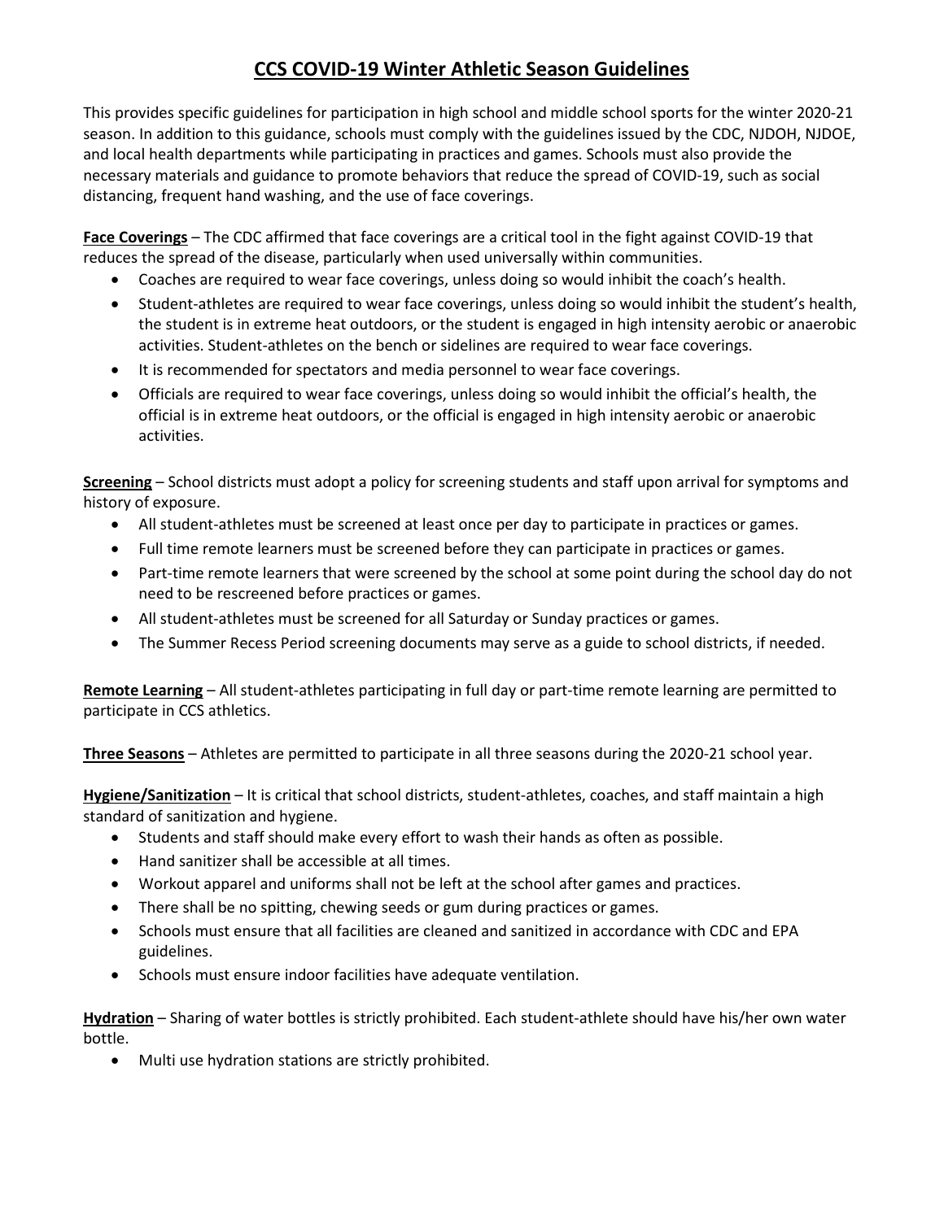# CCS COVID-19 Winter Athletic Season Guidelines

This provides specific guidelines for participation in high school and middle school sports for the winter 2020-21 season. In addition to this guidance, schools must comply with the guidelines issued by the CDC, NJDOH, NJDOE, and local health departments while participating in practices and games. Schools must also provide the necessary materials and guidance to promote behaviors that reduce the spread of COVID-19, such as social distancing, frequent hand washing, and the use of face coverings.

**Face Coverings** – The CDC affirmed that face coverings are a critical tool in the fight against COVID-19 that reduces the spread of the disease, particularly when used universally within communities.

- Coaches are required to wear face coverings, unless doing so would inhibit the coach's health.
- Student-athletes are required to wear face coverings, unless doing so would inhibit the student's health, the student is in extreme heat outdoors, or the student is engaged in high intensity aerobic or anaerobic activities. Student-athletes on the bench or sidelines are required to wear face coverings.
- It is recommended for spectators and media personnel to wear face coverings.
- Officials are required to wear face coverings, unless doing so would inhibit the official's health, the official is in extreme heat outdoors, or the official is engaged in high intensity aerobic or anaerobic activities.

**Screening** – School districts must adopt a policy for screening students and staff upon arrival for symptoms and history of exposure.

- All student-athletes must be screened at least once per day to participate in practices or games.
- Full time remote learners must be screened before they can participate in practices or games.
- Part-time remote learners that were screened by the school at some point during the school day do not need to be rescreened before practices or games.
- All student-athletes must be screened for all Saturday or Sunday practices or games.
- The Summer Recess Period screening documents may serve as a guide to school districts, if needed.

**Remote Learning** – All student-athletes participating in full day or part-time remote learning are permitted to participate in CCS athletics.

**Three Seasons** – Athletes are permitted to participate in all three seasons during the 2020-21 school year.

**Hygiene/Sanitization** – It is critical that school districts, student-athletes, coaches, and staff maintain a high standard of sanitization and hygiene.

- Students and staff should make every effort to wash their hands as often as possible.
- Hand sanitizer shall be accessible at all times.
- Workout apparel and uniforms shall not be left at the school after games and practices.
- There shall be no spitting, chewing seeds or gum during practices or games.
- Schools must ensure that all facilities are cleaned and sanitized in accordance with CDC and EPA guidelines.
- Schools must ensure indoor facilities have adequate ventilation.

**Hydration** – Sharing of water bottles is strictly prohibited. Each student-athlete should have his/her own water bottle.

- Multi use hydration stations are strictly prohibited.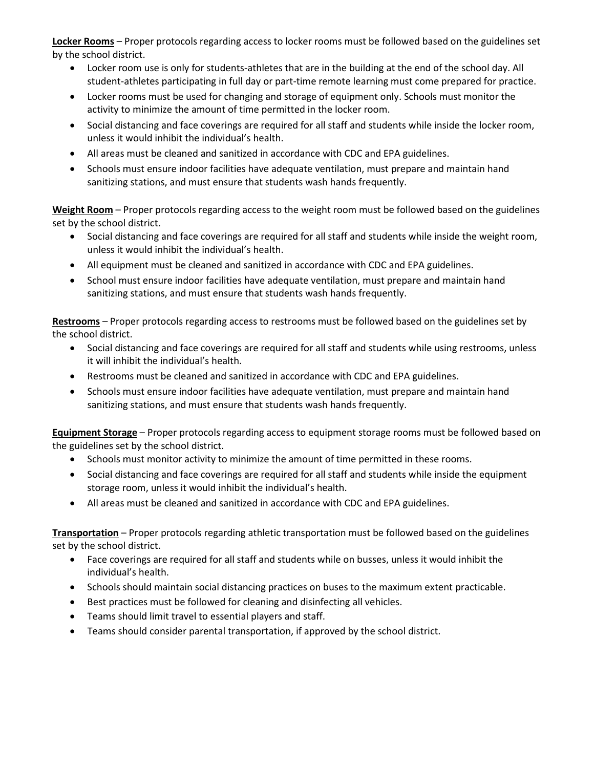**Locker Rooms** – Proper protocols regarding access to locker rooms must be followed based on the guidelines set by the school district.

- Locker room use is only for students-athletes that are in the building at the end of the school day. All student-athletes participating in full day or part-time remote learning must come prepared for practice.
- Locker rooms must be used for changing and storage of equipment only. Schools must monitor the activity to minimize the amount of time permitted in the locker room.
- Social distancing and face coverings are required for all staff and students while inside the locker room, unless it would inhibit the individual's health.
- All areas must be cleaned and sanitized in accordance with CDC and EPA guidelines.
- Schools must ensure indoor facilities have adequate ventilation, must prepare and maintain hand sanitizing stations, and must ensure that students wash hands frequently.

**Weight Room** – Proper protocols regarding access to the weight room must be followed based on the guidelines set by the school district.

- Social distancing and face coverings are required for all staff and students while inside the weight room, unless it would inhibit the individual's health.
- All equipment must be cleaned and sanitized in accordance with CDC and EPA guidelines.
- School must ensure indoor facilities have adequate ventilation, must prepare and maintain hand sanitizing stations, and must ensure that students wash hands frequently.

**Restrooms** – Proper protocols regarding access to restrooms must be followed based on the guidelines set by the school district.

- Social distancing and face coverings are required for all staff and students while using restrooms, unless it will inhibit the individual's health.
- Restrooms must be cleaned and sanitized in accordance with CDC and EPA guidelines.
- Schools must ensure indoor facilities have adequate ventilation, must prepare and maintain hand sanitizing stations, and must ensure that students wash hands frequently.

**Equipment Storage** – Proper protocols regarding access to equipment storage rooms must be followed based on the guidelines set by the school district.

- Schools must monitor activity to minimize the amount of time permitted in these rooms.
- Social distancing and face coverings are required for all staff and students while inside the equipment storage room, unless it would inhibit the individual's health.
- All areas must be cleaned and sanitized in accordance with CDC and EPA guidelines.

**Transportation** – Proper protocols regarding athletic transportation must be followed based on the guidelines set by the school district.

- Face coverings are required for all staff and students while on busses, unless it would inhibit the individual's health.
- Schools should maintain social distancing practices on buses to the maximum extent practicable.
- Best practices must be followed for cleaning and disinfecting all vehicles.
- Teams should limit travel to essential players and staff.
- Teams should consider parental transportation, if approved by the school district.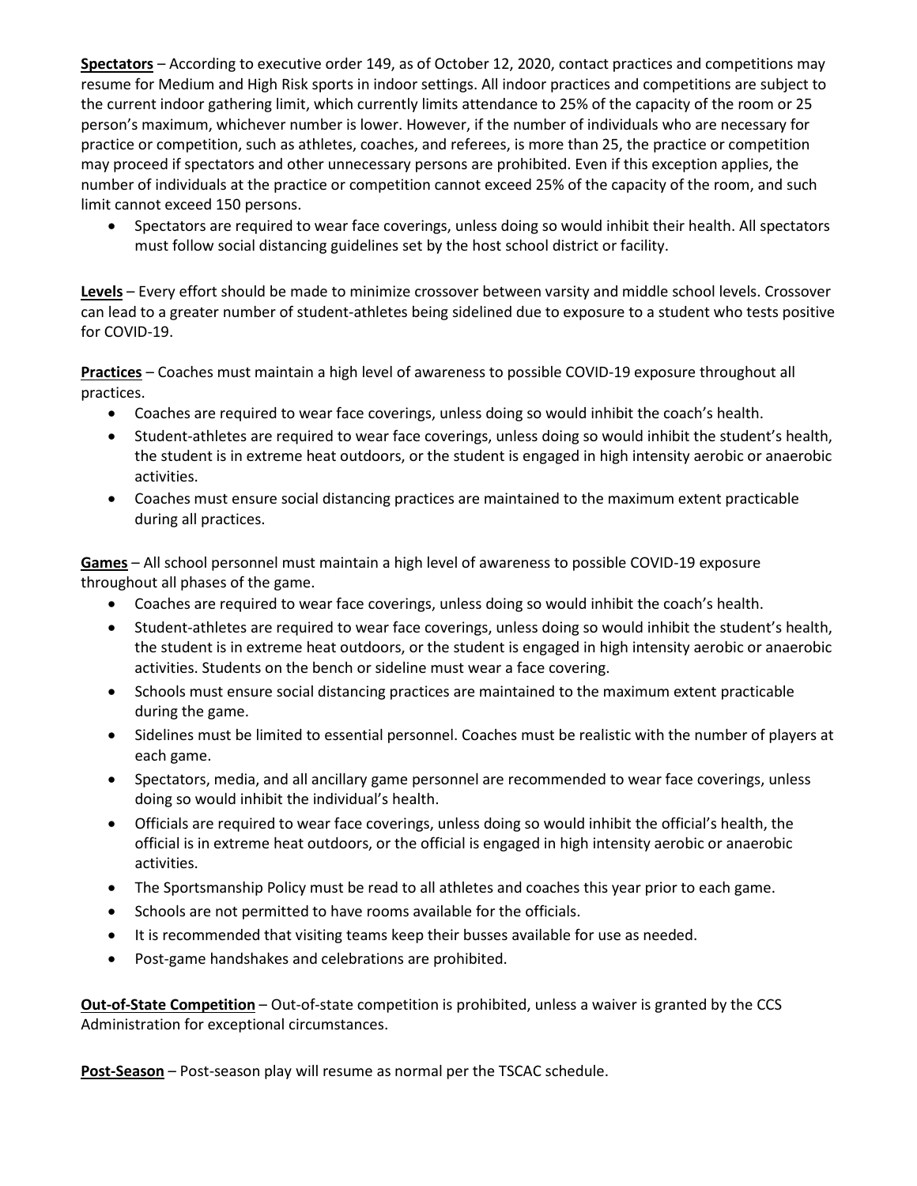**Spectators** – According to executive order 149, as of October 12, 2020, contact practices and competitions may resume for Medium and High Risk sports in indoor settings. All indoor practices and competitions are subject to the current indoor gathering limit, which currently limits attendance to 25% of the capacity of the room or 25 person's maximum, whichever number is lower. However, if the number of individuals who are necessary for practice or competition, such as athletes, coaches, and referees, is more than 25, the practice or competition may proceed if spectators and other unnecessary persons are prohibited. Even if this exception applies, the number of individuals at the practice or competition cannot exceed 25% of the capacity of the room, and such limit cannot exceed 150 persons.

- Spectators are required to wear face coverings, unless doing so would inhibit their health. All spectators must follow social distancing guidelines set by the host school district or facility.

**Levels** – Every effort should be made to minimize crossover between varsity and middle school levels. Crossover can lead to a greater number of student-athletes being sidelined due to exposure to a student who tests positive for COVID-19.

**Practices** – Coaches must maintain a high level of awareness to possible COVID-19 exposure throughout all practices.

- Coaches are required to wear face coverings, unless doing so would inhibit the coach's health.
- Student-athletes are required to wear face coverings, unless doing so would inhibit the student's health, the student is in extreme heat outdoors, or the student is engaged in high intensity aerobic or anaerobic activities.
- Coaches must ensure social distancing practices are maintained to the maximum extent practicable during all practices.

**Games** – All school personnel must maintain a high level of awareness to possible COVID-19 exposure throughout all phases of the game.

- Coaches are required to wear face coverings, unless doing so would inhibit the coach's health.
- Student-athletes are required to wear face coverings, unless doing so would inhibit the student's health, the student is in extreme heat outdoors, or the student is engaged in high intensity aerobic or anaerobic activities. Students on the bench or sideline must wear a face covering.
- Schools must ensure social distancing practices are maintained to the maximum extent practicable during the game.
- Sidelines must be limited to essential personnel. Coaches must be realistic with the number of players at each game.
- Spectators, media, and all ancillary game personnel are recommended to wear face coverings, unless doing so would inhibit the individual's health.
- Officials are required to wear face coverings, unless doing so would inhibit the official's health, the official is in extreme heat outdoors, or the official is engaged in high intensity aerobic or anaerobic activities.
- The Sportsmanship Policy must be read to all athletes and coaches this year prior to each game.
- Schools are not permitted to have rooms available for the officials.
- It is recommended that visiting teams keep their busses available for use as needed.
- Post-game handshakes and celebrations are prohibited.

**Out-of-State Competition** – Out-of-state competition is prohibited, unless a waiver is granted by the CCS Administration for exceptional circumstances.

**Post-Season** – Post-season play will resume as normal per the TSCAC schedule.